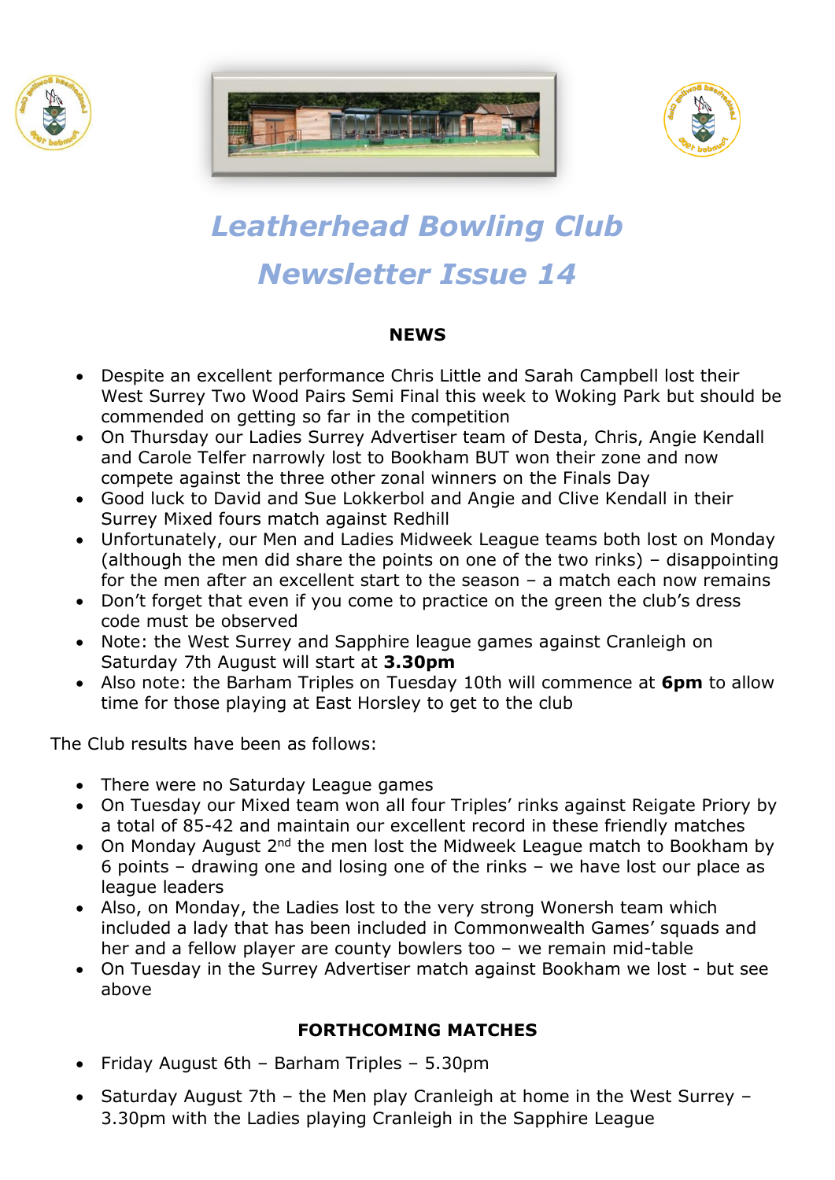# *Leatherhead Bowling Club*

# *Newsletter Issue 14*

### NEWS

- Despite an excellent performance Chris Little and Sarah Campbell lost their West Surrey Two Wood Pairs Semi Final this week to Woking Park but should be commended on getting so far in the competition
- On Thursday our Ladies Surrey Advertiser team of Desta, Chris, Angie Kendall and Carole Telfer narrowly lost to Bookham BUT won their zone and now compete against the three other zonal winners on the Finals Day
- Good luck to David and Sue Lokkerbol and Angie and Clive Kendall in their Surrey Mixed fours match against Redhill
- Unfortunately, our Men and Ladies Midweek League teams both lost on Monday (although the men did share the points on one of the two rinks) – disappointing for the men after an excellent start to the season – a match each now remains
- Don't forget that even if you come to practice on the green the club's dress code must be observed
- Note: the West Surrey and Sapphire league games against Cranleigh on Saturday 7th August will start at **3.30pm**
- Also note: the Barham Triples on Tuesday 10th will commence at **6pm** to allow time for those playing at East Horsley to get to the club

The Club results have been as follows:

- There were no Saturday League games
- On Tuesday our Mixed team won all four Triples' rinks against Reigate Priory by a total of 85-42 and maintain our excellent record in these friendly matches
- On Monday August 2nd the men lost the Midweek League match to Bookham by 6 points – drawing one and losing one of the rinks – we have lost our place as league leaders
- Also, on Monday, the Ladies lost to the very strong Wonersh team which included a lady that has been included in Commonwealth Games' squads and her and a fellow player are county bowlers too – we remain mid-table
- On Tuesday in the Surrey Advertiser match against Bookham we lost - but see above

### FORTHCOMING MATCHES

- Friday August 6th – Barham Triples – 5.30pm
- Saturday August 7th – the Men play Cranleigh at home in the West Surrey – 3.30pm with the Ladies playing Cranleigh in the Sapphire League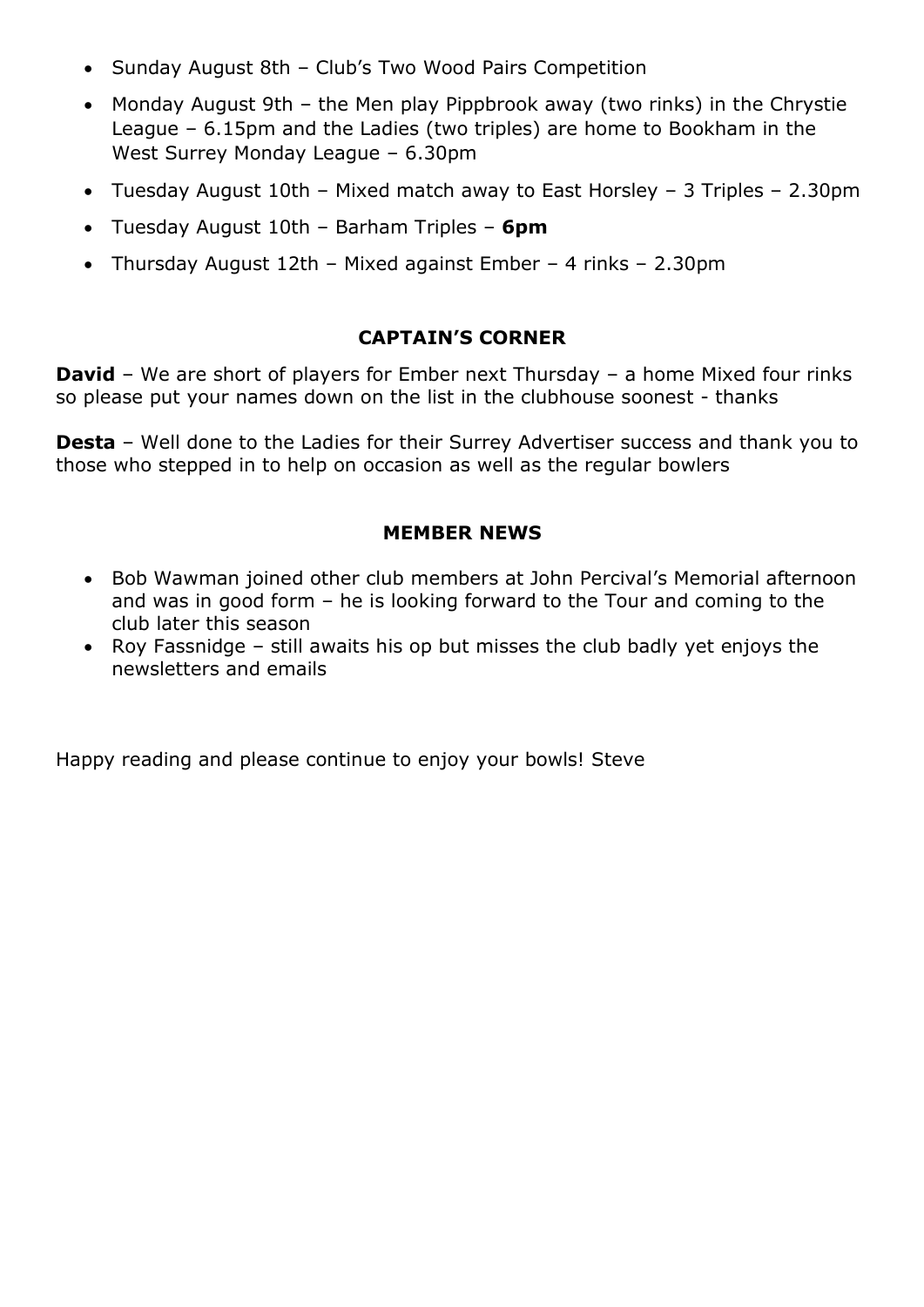- Sunday August 8th – Club's Two Wood Pairs Competition
- Monday August 9th – the Men play Pippbrook away (two rinks) in the Chrystie League – 6.15pm and the Ladies (two triples) are home to Bookham in the West Surrey Monday League – 6.30pm
- Tuesday August 10th – Mixed match away to East Horsley – 3 Triples – 2.30pm
- Tuesday August 10th – Barham Triples – **6pm**
- Thursday August 12th – Mixed against Ember – 4 rinks – 2.30pm

## CAPTAIN'S CORNER

**David** – We are short of players for Ember next Thursday – a home Mixed four rinks so please put your names down on the list in the clubhouse soonest - thanks

**Desta** – Well done to the Ladies for their Surrey Advertiser success and thank you to those who stepped in to help on occasion as well as the regular bowlers

## MEMBER NEWS

- Bob Wawman joined other club members at John Percival's Memorial afternoon and was in good form – he is looking forward to the Tour and coming to the club later this season
- Roy Fassnidge – still awaits his op but misses the club badly yet enjoys the newsletters and emails

Happy reading and please continue to enjoy your bowls! Steve